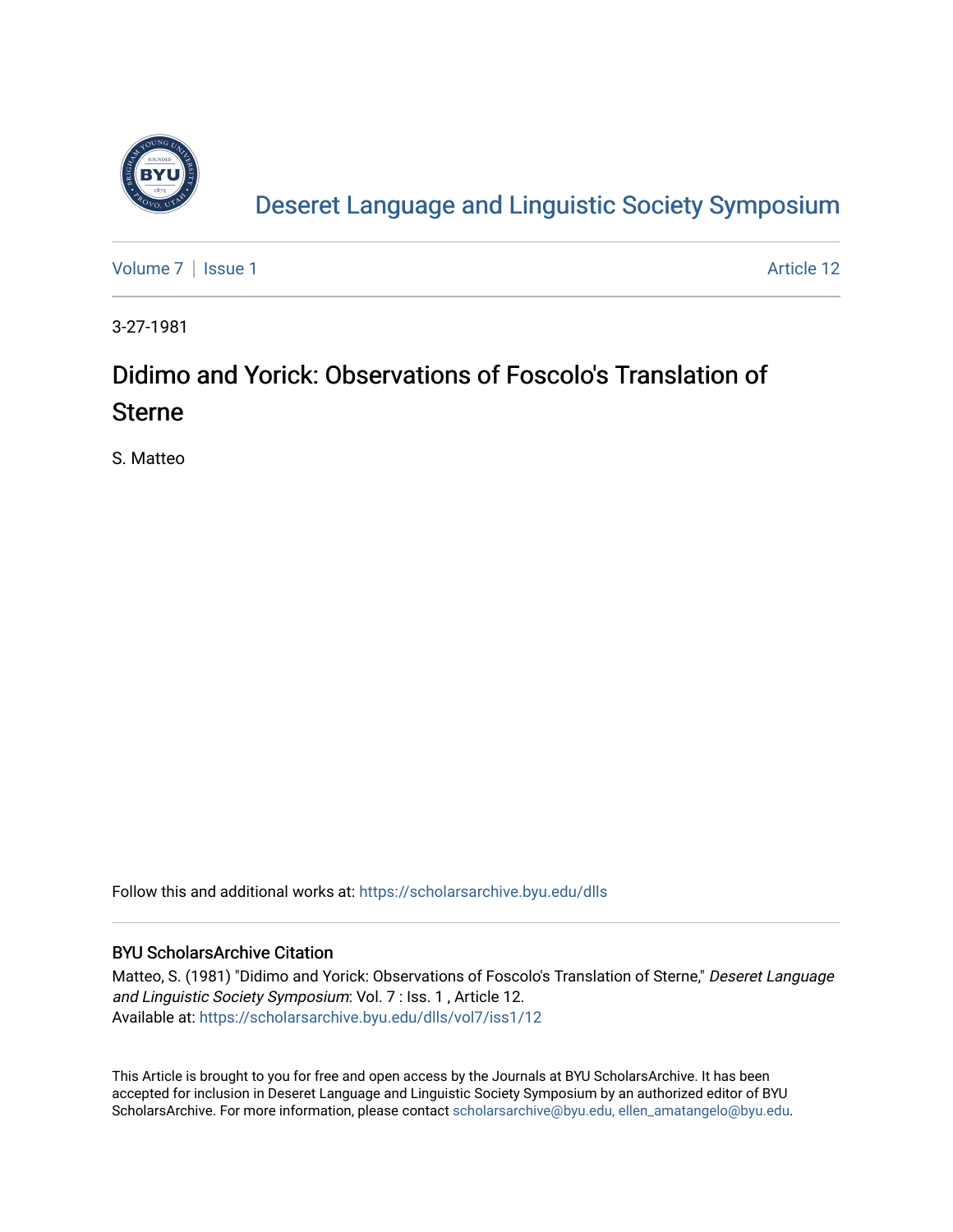# Deseret Language and Linguistic Society Symposium

Volume 7 | Issue 1 Article 12

3-27-1981

## Didimo and Yorick: Observations of Foscolo's Translation of Sterne

S. Matteo

Follow this and additional works at: https://scholarsarchive.byu.edu/dlls

### BYU ScholarsArchive Citation

Matteo, S. (1981) "Didimo and Yorick: Observations of Foscolo's Translation of Sterne," *Deseret Language and Linguistic Society Symposium*: Vol. 7 : Iss. 1 , Article 12.
Available at: https://scholarsarchive.byu.edu/dlls/vol7/iss1/12

This Article is brought to you for free and open access by the Journals at BYU ScholarsArchive. It has been accepted for inclusion in Deseret Language and Linguistic Society Symposium by an authorized editor of BYU ScholarsArchive. For more information, please contact scholarsarchive@byu.edu, ellen_amatangelo@byu.edu.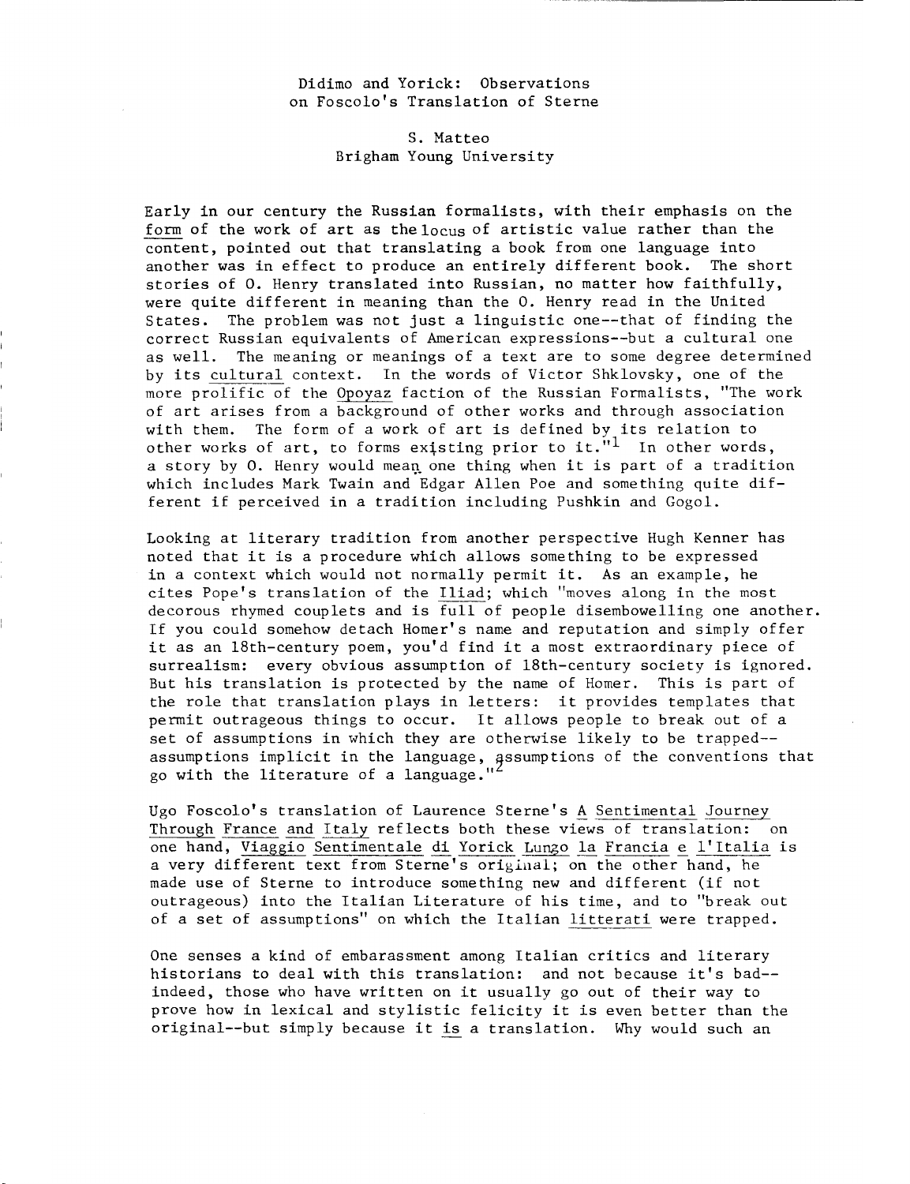Didimo and Yorick: Observations on Foscolo's Translation of Sterne

S. Matteo
Brigham Young University

Early in our century the Russian formalists, with their emphasis on the *form* of the work of art as the locus of artistic value rather than the content, pointed out that translating a book from one language into another was in effect to produce an entirely different book. The short stories of O. Henry translated into Russian, no matter how faithfully, were quite different in meaning than the O. Henry read in the United States. The problem was not just a linguistic one--that of finding the correct Russian equivalents of American expressions--but a cultural one as well. The meaning or meanings of a text are to some degree determined by its *cultural* context. In the words of Victor Shklovsky, one of the more prolific of the *Opoyaz* faction of the Russian Formalists, "The work of art arises from a background of other works and through association with them. The form of a work of art is defined by its relation to other works of art, to forms existing prior to it."[1] In other words, a story by O. Henry would mean one thing when it is part of a tradition which includes Mark Twain and Edgar Allen Poe and something quite different if perceived in a tradition including Pushkin and Gogol.

Looking at literary tradition from another perspective Hugh Kenner has noted that it is a procedure which allows something to be expressed in a context which would not normally permit it. As an example, he cites Pope's translation of the *Iliad*; which "moves along in the most decorous rhymed couplets and is full of people disembowelling one another. If you could somehow detach Homer's name and reputation and simply offer it as an 18th-century poem, you'd find it a most extraordinary piece of surrealism: every obvious assumption of 18th-century society is ignored. But his translation is protected by the name of Homer. This is part of the role that translation plays in letters: it provides templates that permit outrageous things to occur. It allows people to break out of a set of assumptions in which they are otherwise likely to be trapped--assumptions implicit in the language, assumptions of the conventions that go with the literature of a language."[2]

Ugo Foscolo's translation of Laurence Sterne's *A Sentimental Journey Through France and Italy* reflects both these views of translation: on one hand, *Viaggio Sentimentale di Yorick Lungo la Francia e l'Italia* is a very different text from Sterne's original; on the other hand, he made use of Sterne to introduce something new and different (if not outrageous) into the Italian Literature of his time, and to "break out of a set of assumptions" on which the Italian *litterati* were trapped.

One senses a kind of embarassment among Italian critics and literary historians to deal with this translation: and not because it's bad--indeed, those who have written on it usually go out of their way to prove how in lexical and stylistic felicity it is even better than the original--but simply because it *is* a translation. Why would such an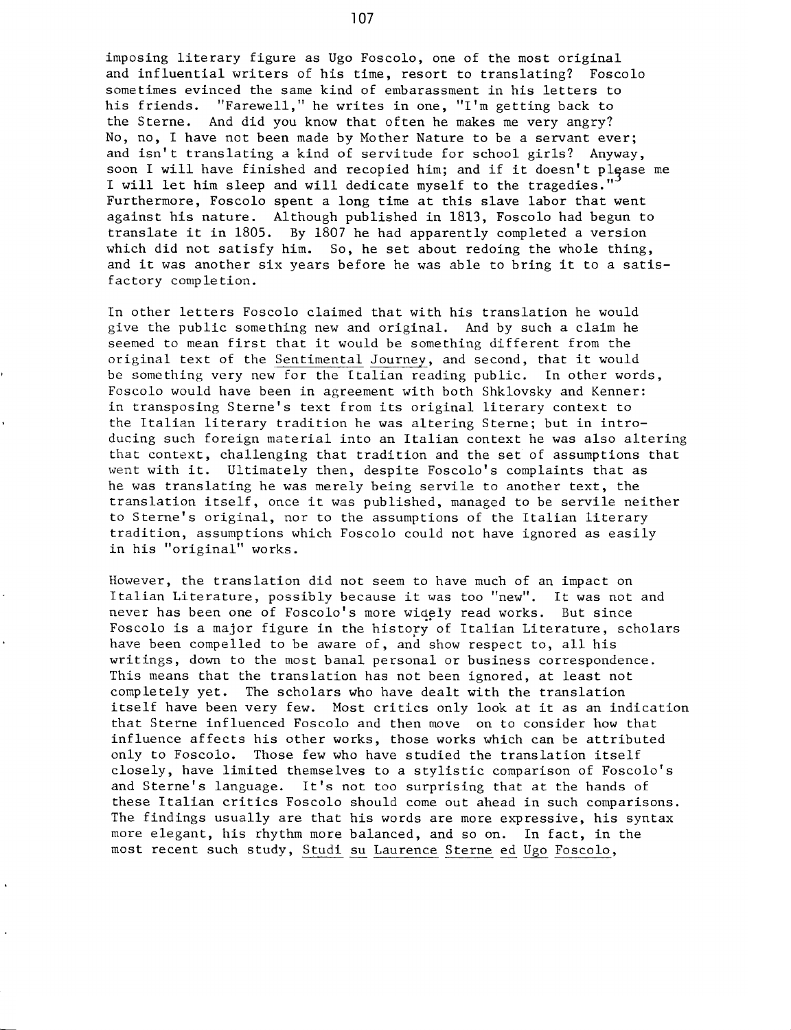imposing literary figure as Ugo Foscolo, one of the most original and influential writers of his time, resort to translating? Foscolo sometimes evinced the same kind of embarassment in his letters to his friends. "Farewell," he writes in one, "I'm getting back to the Sterne. And did you know that often he makes me very angry? No, no, I have not been made by Mother Nature to be a servant ever; and isn't translating a kind of servitude for school girls? Anyway, soon I will have finished and recopied him; and if it doesn't please me I will let him sleep and will dedicate myself to the tragedies."[3] Furthermore, Foscolo spent a long time at this slave labor that went against his nature. Although published in 1813, Foscolo had begun to translate it in 1805. By 1807 he had apparently completed a version which did not satisfy him. So, he set about redoing the whole thing, and it was another six years before he was able to bring it to a satisfactory completion.

In other letters Foscolo claimed that with his translation he would give the public something new and original. And by such a claim he seemed to mean first that it would be something different from the original text of the Sentimental Journey, and second, that it would be something very new for the Italian reading public. In other words, Foscolo would have been in agreement with both Shklovsky and Kenner: in transposing Sterne's text from its original literary context to the Italian literary tradition he was altering Sterne; but in introducing such foreign material into an Italian context he was also altering that context, challenging that tradition and the set of assumptions that went with it. Ultimately then, despite Foscolo's complaints that as he was translating he was merely being servile to another text, the translation itself, once it was published, managed to be servile neither to Sterne's original, nor to the assumptions of the Italian literary tradition, assumptions which Foscolo could not have ignored as easily in his "original" works.

However, the translation did not seem to have much of an impact on Italian Literature, possibly because it was too "new". It was not and never has been one of Foscolo's more widely read works. But since Foscolo is a major figure in the history of Italian Literature, scholars have been compelled to be aware of, and show respect to, all his writings, down to the most banal personal or business correspondence. This means that the translation has not been ignored, at least not completely yet. The scholars who have dealt with the translation itself have been very few. Most critics only look at it as an indication that Sterne influenced Foscolo and then move on to consider how that influence affects his other works, those works which can be attributed only to Foscolo. Those few who have studied the translation itself closely, have limited themselves to a stylistic comparison of Foscolo's and Sterne's language. It's not too surprising that at the hands of these Italian critics Foscolo should come out ahead in such comparisons. The findings usually are that his words are more expressive, his syntax more elegant, his rhythm more balanced, and so on. In fact, in the most recent such study, Studi su Laurence Sterne ed Ugo Foscolo,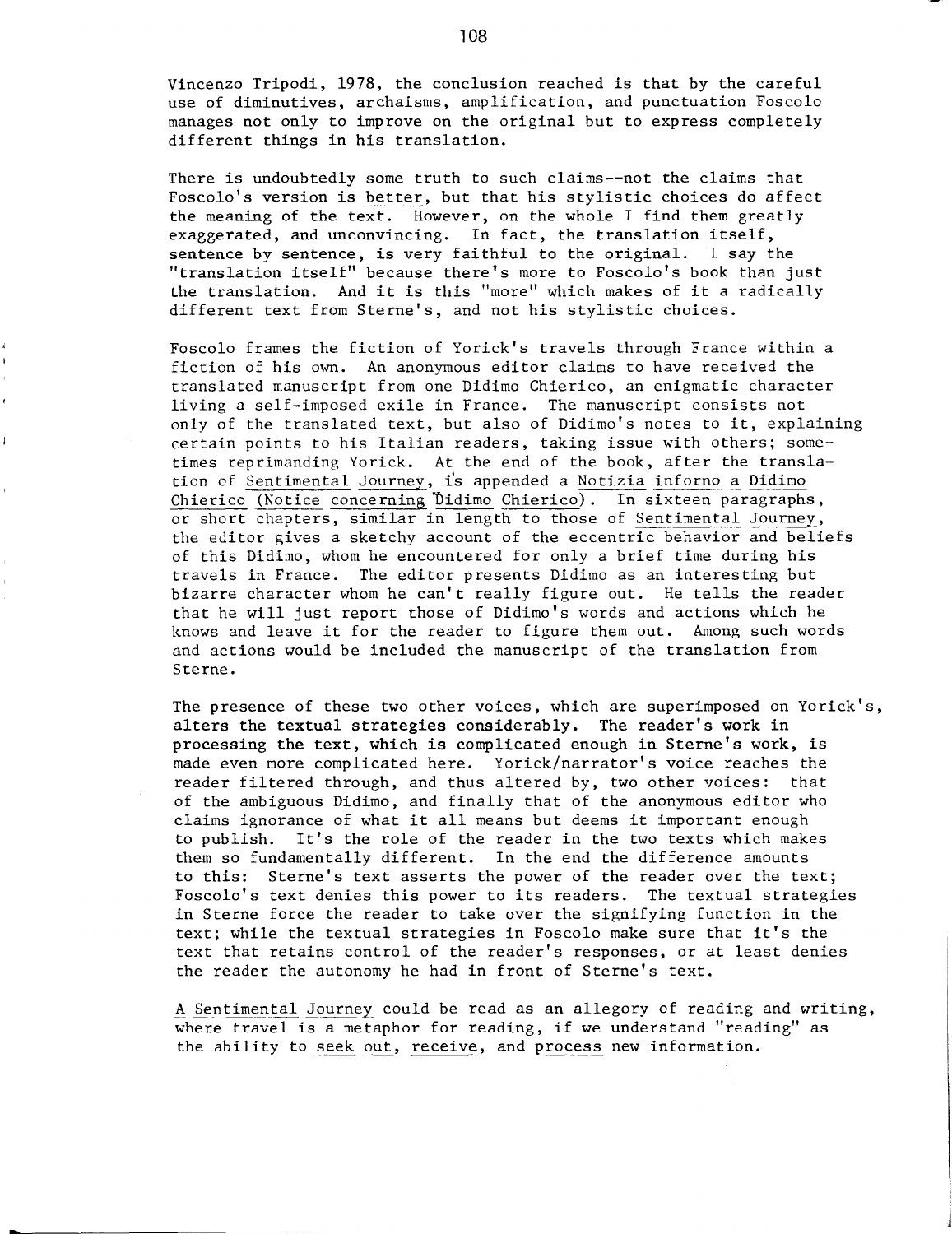Vincenzo Tripodi, 1978, the conclusion reached is that by the careful use of diminutives, archaisms, amplification, and punctuation Foscolo manages not only to improve on the original but to express completely different things in his translation.

There is undoubtedly some truth to such claims--not the claims that Foscolo's version is _better_, but that his stylistic choices do affect the meaning of the text. However, on the whole I find them greatly exaggerated, and unconvincing. In fact, the translation itself, sentence by sentence, is very faithful to the original. I say the "translation itself" because there's more to Foscolo's book than just the translation. And it is this "more" which makes of it a radically different text from Sterne's, and not his stylistic choices.

Foscolo frames the fiction of Yorick's travels through France within a fiction of his own. An anonymous editor claims to have received the translated manuscript from one Didimo Chierico, an enigmatic character living a self-imposed exile in France. The manuscript consists not only of the translated text, but also of Didimo's notes to it, explaining certain points to his Italian readers, taking issue with others; sometimes reprimanding Yorick. At the end of the book, after the translation of _Sentimental Journey_, is appended a _Notizia inforno a Didimo Chierico_ (_Notice concerning Didimo Chierico_). In sixteen paragraphs, or short chapters, similar in length to those of _Sentimental Journey_, the editor gives a sketchy account of the eccentric behavior and beliefs of this Didimo, whom he encountered for only a brief time during his travels in France. The editor presents Didimo as an interesting but bizarre character whom he can't really figure out. He tells the reader that he will just report those of Didimo's words and actions which he knows and leave it for the reader to figure them out. Among such words and actions would be included the manuscript of the translation from Sterne.

The presence of these two other voices, which are superimposed on Yorick's, alters the textual strategies considerably. The reader's work in processing the text, which is complicated enough in Sterne's work, is made even more complicated here. Yorick/narrator's voice reaches the reader filtered through, and thus altered by, two other voices: that of the ambiguous Didimo, and finally that of the anonymous editor who claims ignorance of what it all means but deems it important enough to publish. It's the role of the reader in the two texts which makes them so fundamentally different. In the end the difference amounts to this: Sterne's text asserts the power of the reader over the text; Foscolo's text denies this power to its readers. The textual strategies in Sterne force the reader to take over the signifying function in the text; while the textual strategies in Foscolo make sure that it's the text that retains control of the reader's responses, or at least denies the reader the autonomy he had in front of Sterne's text.

_A Sentimental Journey_ could be read as an allegory of reading and writing, where travel is a metaphor for reading, if we understand "reading" as the ability to _seek out_, _receive_, and _process_ new information.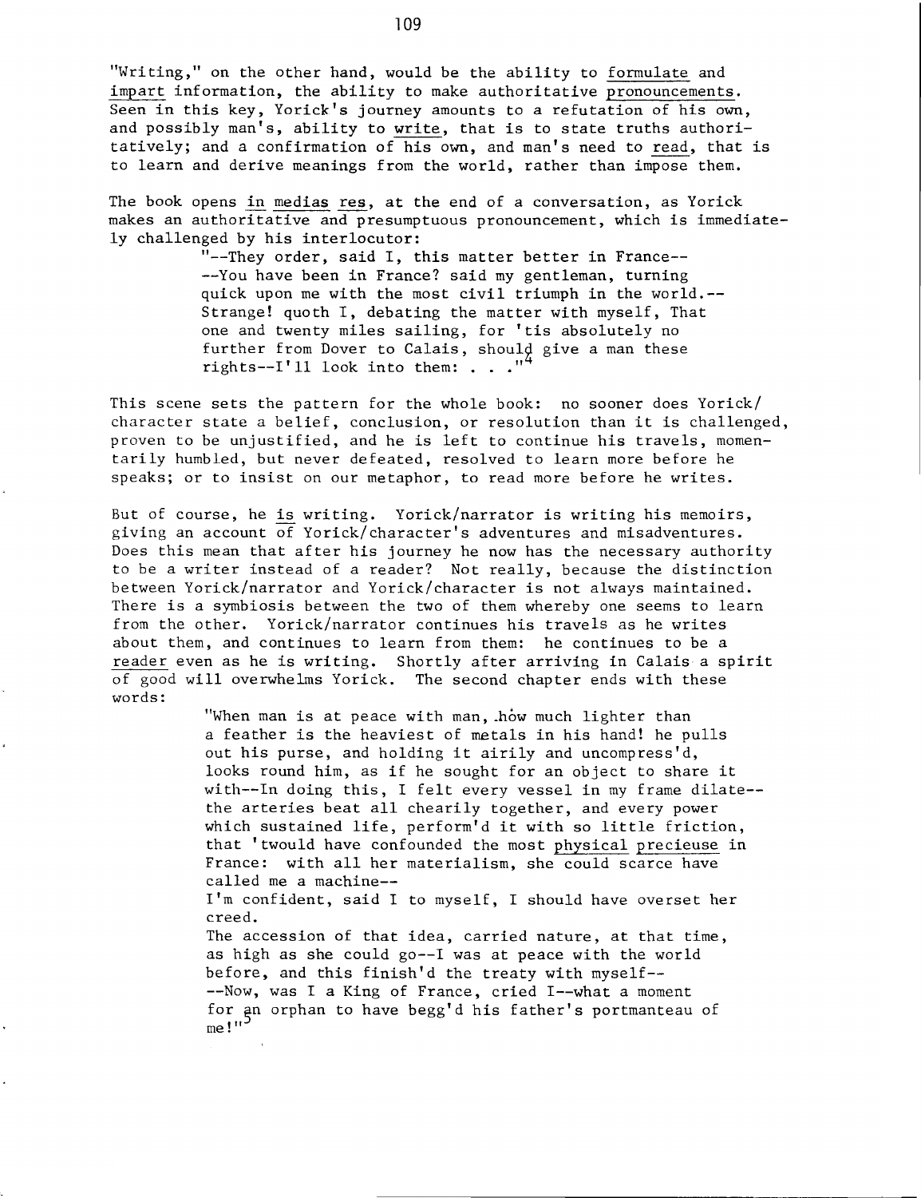"Writing," on the other hand, would be the ability to _formulate_ and _impart_ information, the ability to make authoritative _pronouncements_. Seen in this key, Yorick's journey amounts to a refutation of his own, and possibly man's, ability to _write_, that is to state truths authoritatively; and a confirmation of his own, and man's need to _read_, that is to learn and derive meanings from the world, rather than impose them.

The book opens _in medias res_, at the end of a conversation, as Yorick makes an authoritative and presumptuous pronouncement, which is immediately challenged by his interlocutor:

> "--They order, said I, this matter better in France--
> --You have been in France? said my gentleman, turning quick upon me with the most civil triumph in the world.--
> Strange! quoth I, debating the matter with myself, That one and twenty miles sailing, for 'tis absolutely no further from Dover to Calais, should give a man these rights--I'll look into them: . . ."[4]

This scene sets the pattern for the whole book: no sooner does Yorick/character state a belief, conclusion, or resolution than it is challenged, proven to be unjustified, and he is left to continue his travels, momentarily humbled, but never defeated, resolved to learn more before he speaks; or to insist on our metaphor, to read more before he writes.

But of course, he _is_ writing. Yorick/narrator is writing his memoirs, giving an account of Yorick/character's adventures and misadventures. Does this mean that after his journey he now has the necessary authority to be a writer instead of a reader? Not really, because the distinction between Yorick/narrator and Yorick/character is not always maintained. There is a symbiosis between the two of them whereby one seems to learn from the other. Yorick/narrator continues his travels as he writes about them, and continues to learn from them: he continues to be a _reader_ even as he is writing. Shortly after arriving in Calais a spirit of good will overwhelms Yorick. The second chapter ends with these words:

> "When man is at peace with man, how much lighter than a feather is the heaviest of metals in his hand! he pulls out his purse, and holding it airily and uncompress'd, looks round him, as if he sought for an object to share it with--In doing this, I felt every vessel in my frame dilate--the arteries beat all chearily together, and every power which sustained life, perform'd it with so little friction, that 'twould have confounded the most _physical precieuse_ in France: with all her materialism, she could scarce have called me a machine--
> I'm confident, said I to myself, I should have overset her creed.
> The accession of that idea, carried nature, at that time, as high as she could go--I was at peace with the world before, and this finish'd the treaty with myself--
> --Now, was I a King of France, cried I--what a moment for an orphan to have begg'd his father's portmanteau of me!"[5]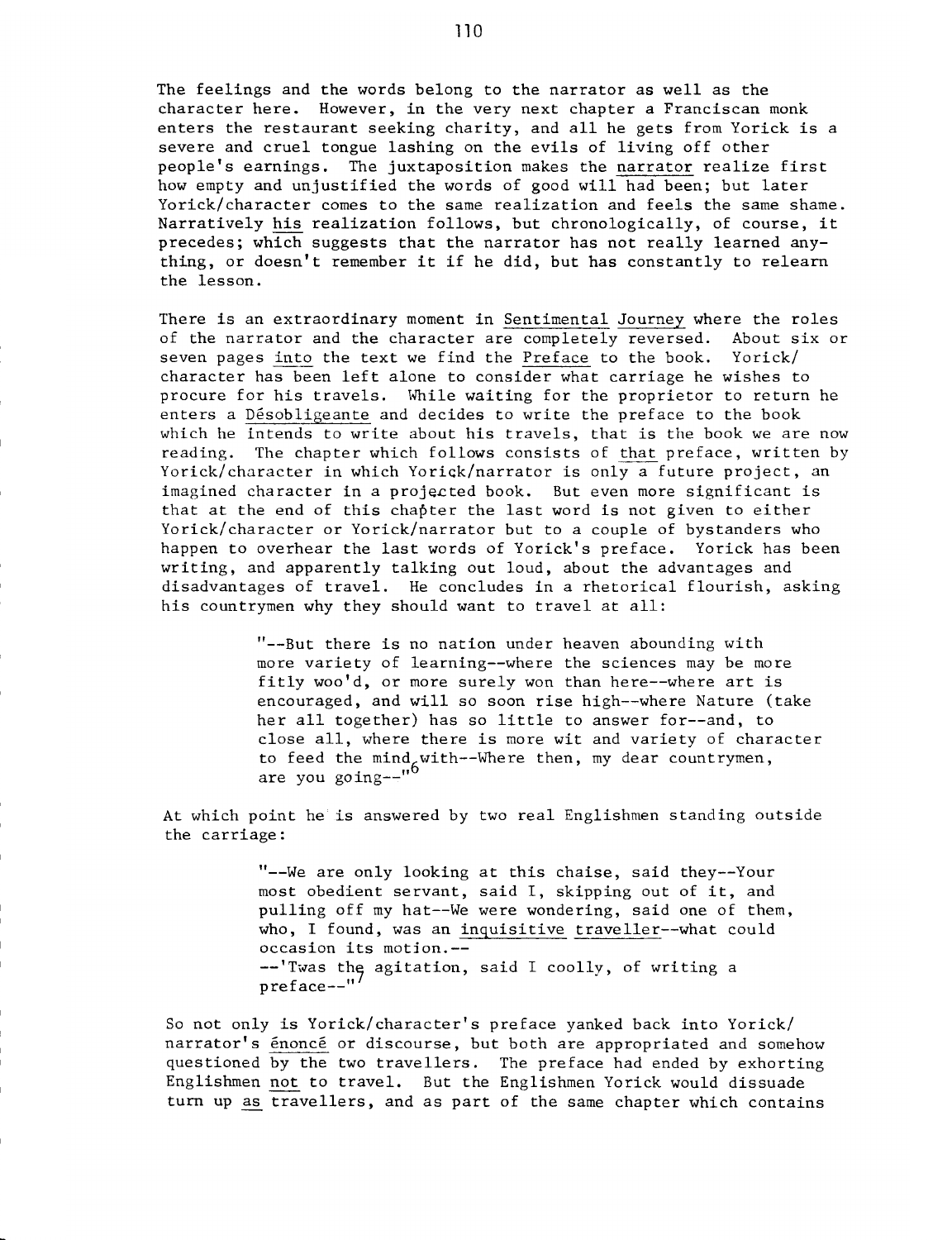The feelings and the words belong to the narrator as well as the character here. However, in the very next chapter a Franciscan monk enters the restaurant seeking charity, and all he gets from Yorick is a severe and cruel tongue lashing on the evils of living off other people's earnings. The juxtaposition makes the narrator realize first how empty and unjustified the words of good will had been; but later Yorick/character comes to the same realization and feels the same shame. Narratively his realization follows, but chronologically, of course, it precedes; which suggests that the narrator has not really learned anything, or doesn't remember it if he did, but has constantly to relearn the lesson.

There is an extraordinary moment in Sentimental Journey where the roles of the narrator and the character are completely reversed. About six or seven pages into the text we find the Preface to the book. Yorick/character has been left alone to consider what carriage he wishes to procure for his travels. While waiting for the proprietor to return he enters a Désobligeante and decides to write the preface to the book which he intends to write about his travels, that is the book we are now reading. The chapter which follows consists of that preface, written by Yorick/character in which Yorick/narrator is only a future project, an imagined character in a projected book. But even more significant is that at the end of this chapter the last word is not given to either Yorick/character or Yorick/narrator but to a couple of bystanders who happen to overhear the last words of Yorick's preface. Yorick has been writing, and apparently talking out loud, about the advantages and disadvantages of travel. He concludes in a rhetorical flourish, asking his countrymen why they should want to travel at all:

> "--But there is no nation under heaven abounding with more variety of learning--where the sciences may be more fitly woo'd, or more surely won than here--where art is encouraged, and will so soon rise high--where Nature (take her all together) has so little to answer for--and, to close all, where there is more wit and variety of character to feed the mind with--Where then, my dear countrymen, are you going--"[6]

At which point he is answered by two real Englishmen standing outside the carriage:

> "--We are only looking at this chaise, said they--Your most obedient servant, said I, skipping out of it, and pulling off my hat--We were wondering, said one of them, who, I found, was an inquisitive traveller--what could occasion its motion.--
> --'Twas the agitation, said I coolly, of writing a preface--"[7]

So not only is Yorick/character's preface yanked back into Yorick/narrator's énoncé or discourse, but both are appropriated and somehow questioned by the two travellers. The preface had ended by exhorting Englishmen not to travel. But the Englishmen Yorick would dissuade turn up as travellers, and as part of the same chapter which contains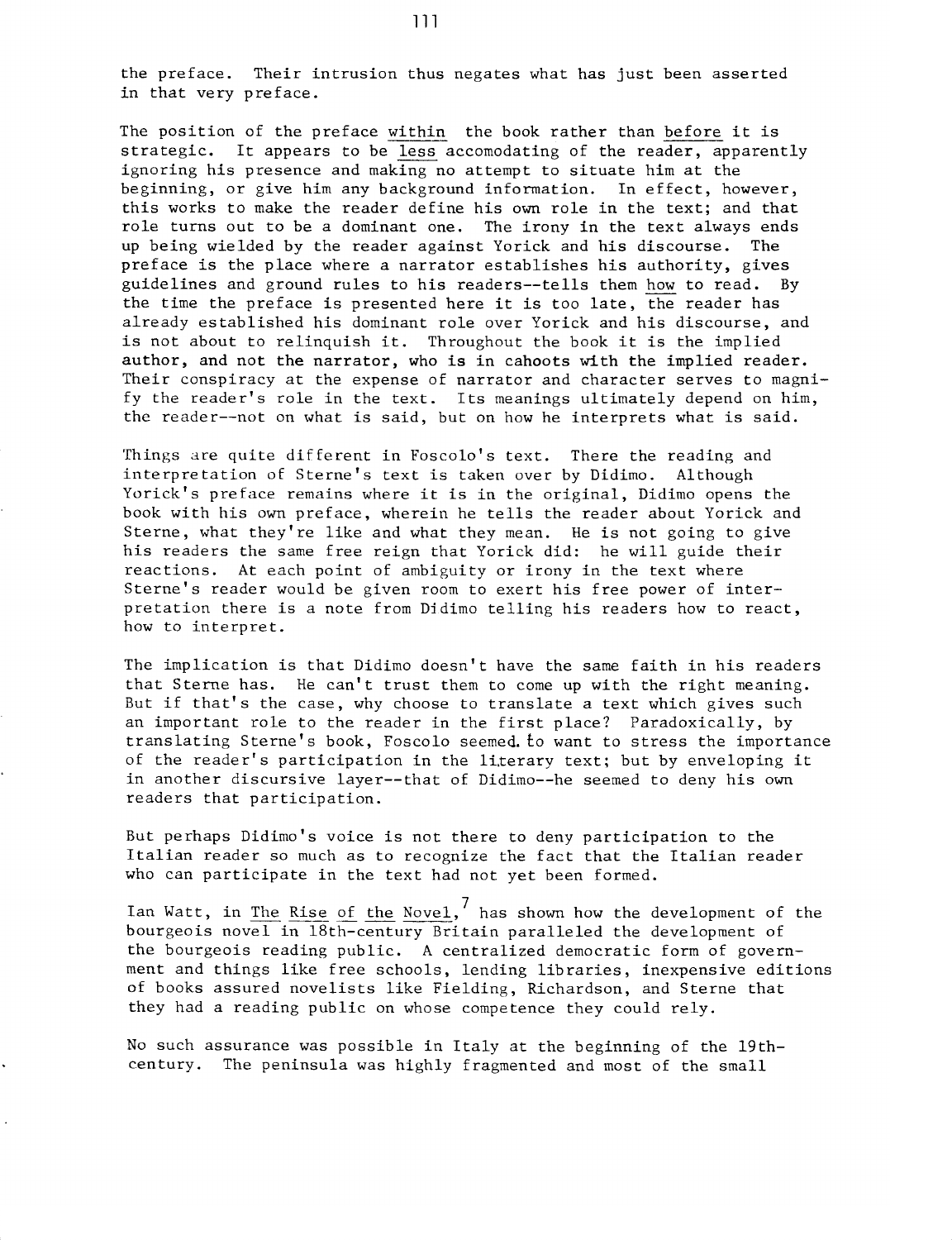the preface. Their intrusion thus negates what has just been asserted in that very preface.

The position of the preface within the book rather than before it is strategic. It appears to be less accomodating of the reader, apparently ignoring his presence and making no attempt to situate him at the beginning, or give him any background information. In effect, however, this works to make the reader define his own role in the text; and that role turns out to be a dominant one. The irony in the text always ends up being wielded by the reader against Yorick and his discourse. The preface is the place where a narrator establishes his authority, gives guidelines and ground rules to his readers--tells them how to read. By the time the preface is presented here it is too late, the reader has already established his dominant role over Yorick and his discourse, and is not about to relinquish it. Throughout the book it is the implied author, and not the narrator, who is in cahoots with the implied reader. Their conspiracy at the expense of narrator and character serves to magnify the reader's role in the text. Its meanings ultimately depend on him, the reader--not on what is said, but on how he interprets what is said.

Things are quite different in Foscolo's text. There the reading and interpretation of Sterne's text is taken over by Didimo. Although Yorick's preface remains where it is in the original, Didimo opens the book with his own preface, wherein he tells the reader about Yorick and Sterne, what they're like and what they mean. He is not going to give his readers the same free reign that Yorick did: he will guide their reactions. At each point of ambiguity or irony in the text where Sterne's reader would be given room to exert his free power of interpretation there is a note from Didimo telling his readers how to react, how to interpret.

The implication is that Didimo doesn't have the same faith in his readers that Sterne has. He can't trust them to come up with the right meaning. But if that's the case, why choose to translate a text which gives such an important role to the reader in the first place? Paradoxically, by translating Sterne's book, Foscolo seemed to want to stress the importance of the reader's participation in the literary text; but by enveloping it in another discursive layer--that of Didimo--he seemed to deny his own readers that participation.

But perhaps Didimo's voice is not there to deny participation to the Italian reader so much as to recognize the fact that the Italian reader who can participate in the text had not yet been formed.

Ian Watt, in The Rise of the Novel,[7] has shown how the development of the bourgeois novel in 18th-century Britain paralleled the development of the bourgeois reading public. A centralized democratic form of government and things like free schools, lending libraries, inexpensive editions of books assured novelists like Fielding, Richardson, and Sterne that they had a reading public on whose competence they could rely.

No such assurance was possible in Italy at the beginning of the 19th-century. The peninsula was highly fragmented and most of the small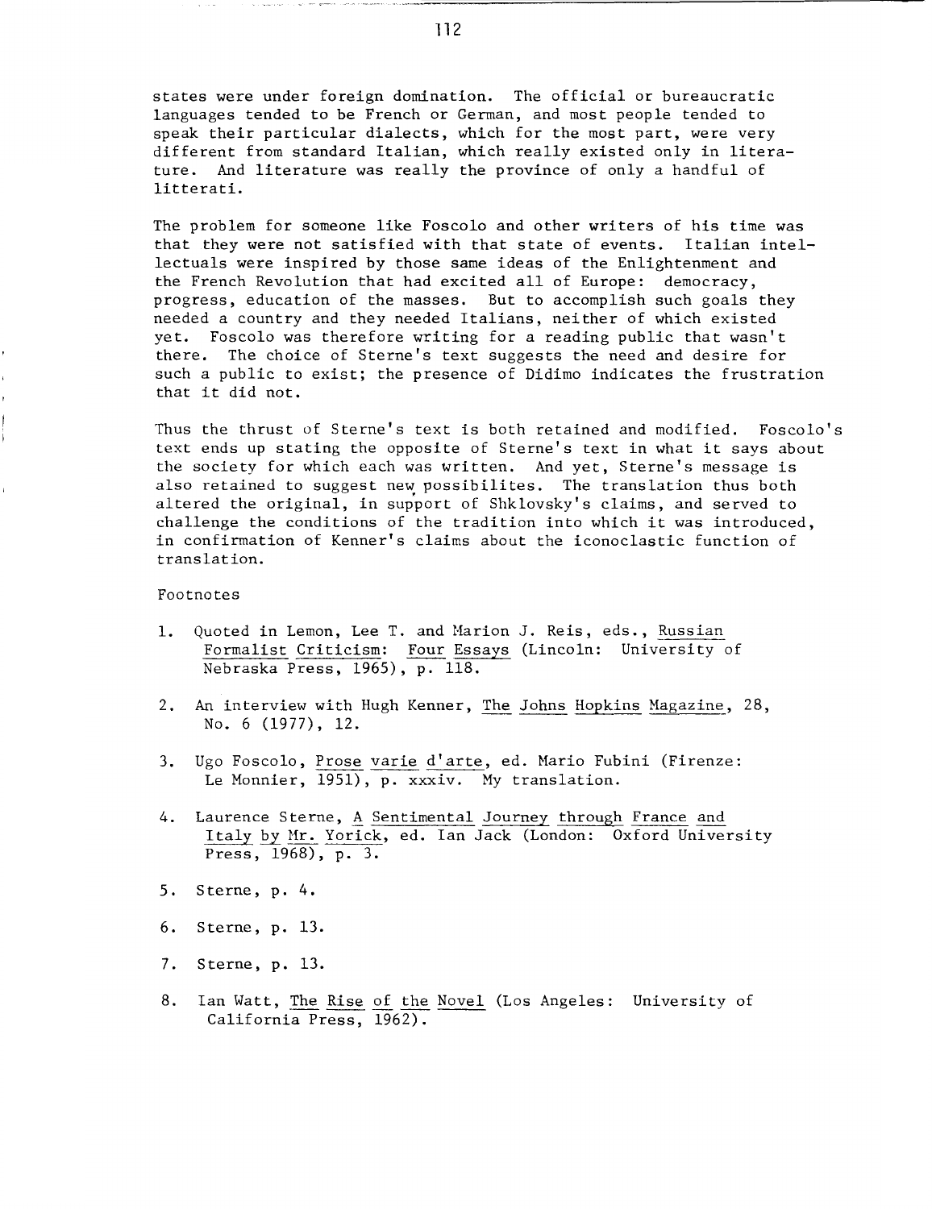states were under foreign domination. The official or bureaucratic languages tended to be French or German, and most people tended to speak their particular dialects, which for the most part, were very different from standard Italian, which really existed only in literature. And literature was really the province of only a handful of litterati.

The problem for someone like Foscolo and other writers of his time was that they were not satisfied with that state of events. Italian intellectuals were inspired by those same ideas of the Enlightenment and the French Revolution that had excited all of Europe: democracy, progress, education of the masses. But to accomplish such goals they needed a country and they needed Italians, neither of which existed yet. Foscolo was therefore writing for a reading public that wasn't there. The choice of Sterne's text suggests the need and desire for such a public to exist; the presence of Didimo indicates the frustration that it did not.

Thus the thrust of Sterne's text is both retained and modified. Foscolo's text ends up stating the opposite of Sterne's text in what it says about the society for which each was written. And yet, Sterne's message is also retained to suggest new possibilites. The translation thus both altered the original, in support of Shklovsky's claims, and served to challenge the conditions of the tradition into which it was introduced, in confirmation of Kenner's claims about the iconoclastic function of translation.

Footnotes

1. Quoted in Lemon, Lee T. and Marion J. Reis, eds., Russian Formalist Criticism: Four Essays (Lincoln: University of Nebraska Press, 1965), p. 118.

2. An interview with Hugh Kenner, The Johns Hopkins Magazine, 28, No. 6 (1977), 12.

3. Ugo Foscolo, Prose varie d'arte, ed. Mario Fubini (Firenze: Le Monnier, 1951), p. xxxiv. My translation.

4. Laurence Sterne, A Sentimental Journey through France and Italy by Mr. Yorick, ed. Ian Jack (London: Oxford University Press, 1968), p. 3.

5. Sterne, p. 4.

6. Sterne, p. 13.

7. Sterne, p. 13.

8. Ian Watt, The Rise of the Novel (Los Angeles: University of California Press, 1962).